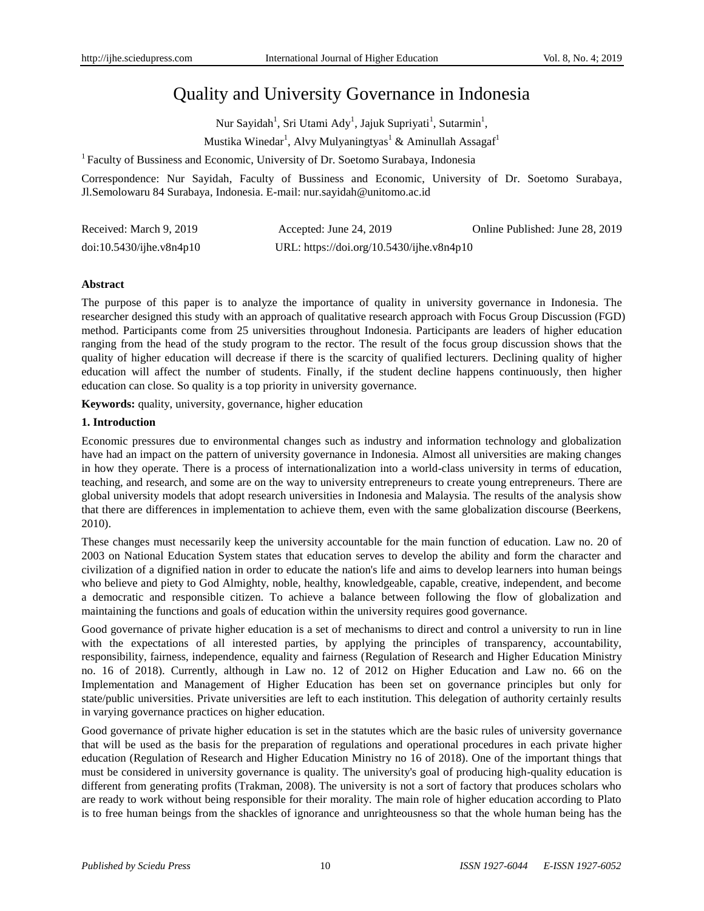# Quality and University Governance in Indonesia

Nur Sayidah[1], Sri Utami Ady[1], Jajuk Supriyati[1], Sutarmin[1],

Mustika Winedar[1], Alvy Mulyaningtyas[1] & Aminullah Assagaf[1]

[1] Faculty of Bussiness and Economic, University of Dr. Soetomo Surabaya, Indonesia

Correspondence: Nur Sayidah, Faculty of Bussiness and Economic, University of Dr. Soetomo Surabaya, Jl.Semolowaru 84 Surabaya, Indonesia. E-mail: nur.sayidah@unitomo.ac.id

Received: March 9, 2019 Accepted: June 24, 2019 Online Published: June 28, 2019

doi:10.5430/ijhe.v8n4p10 URL: https://doi.org/10.5430/ijhe.v8n4p10

**Abstract**

The purpose of this paper is to analyze the importance of quality in university governance in Indonesia. The researcher designed this study with an approach of qualitative research approach with Focus Group Discussion (FGD) method. Participants come from 25 universities throughout Indonesia. Participants are leaders of higher education ranging from the head of the study program to the rector. The result of the focus group discussion shows that the quality of higher education will decrease if there is the scarcity of qualified lecturers. Declining quality of higher education will affect the number of students. Finally, if the student decline happens continuously, then higher education can close. So quality is a top priority in university governance.

**Keywords:** quality, university, governance, higher education

## 1. Introduction

Economic pressures due to environmental changes such as industry and information technology and globalization have had an impact on the pattern of university governance in Indonesia. Almost all universities are making changes in how they operate. There is a process of internationalization into a world-class university in terms of education, teaching, and research, and some are on the way to university entrepreneurs to create young entrepreneurs. There are global university models that adopt research universities in Indonesia and Malaysia. The results of the analysis show that there are differences in implementation to achieve them, even with the same globalization discourse (Beerkens, 2010).

These changes must necessarily keep the university accountable for the main function of education. Law no. 20 of 2003 on National Education System states that education serves to develop the ability and form the character and civilization of a dignified nation in order to educate the nation's life and aims to develop learners into human beings who believe and piety to God Almighty, noble, healthy, knowledgeable, capable, creative, independent, and become a democratic and responsible citizen. To achieve a balance between following the flow of globalization and maintaining the functions and goals of education within the university requires good governance.

Good governance of private higher education is a set of mechanisms to direct and control a university to run in line with the expectations of all interested parties, by applying the principles of transparency, accountability, responsibility, fairness, independence, equality and fairness (Regulation of Research and Higher Education Ministry no. 16 of 2018). Currently, although in Law no. 12 of 2012 on Higher Education and Law no. 66 on the Implementation and Management of Higher Education has been set on governance principles but only for state/public universities. Private universities are left to each institution. This delegation of authority certainly results in varying governance practices on higher education.

Good governance of private higher education is set in the statutes which are the basic rules of university governance that will be used as the basis for the preparation of regulations and operational procedures in each private higher education (Regulation of Research and Higher Education Ministry no 16 of 2018). One of the important things that must be considered in university governance is quality. The university's goal of producing high-quality education is different from generating profits (Trakman, 2008). The university is not a sort of factory that produces scholars who are ready to work without being responsible for their morality. The main role of higher education according to Plato is to free human beings from the shackles of ignorance and unrighteousness so that the whole human being has the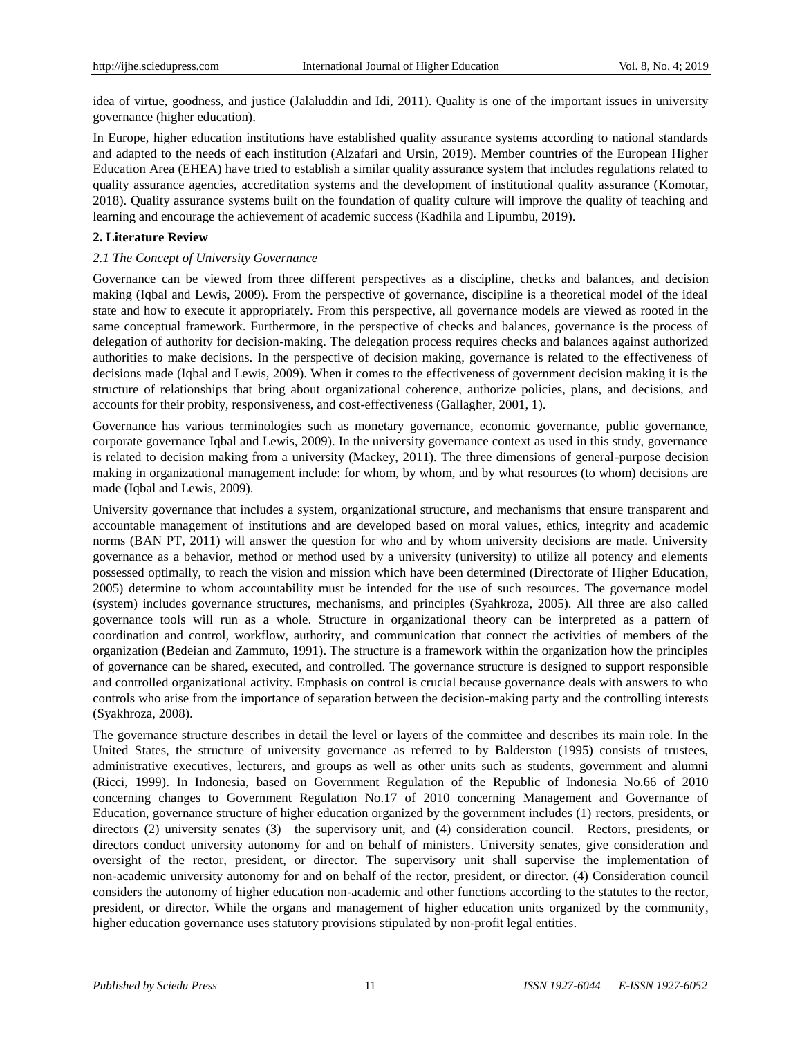idea of virtue, goodness, and justice (Jalaluddin and Idi, 2011). Quality is one of the important issues in university governance (higher education).

In Europe, higher education institutions have established quality assurance systems according to national standards and adapted to the needs of each institution (Alzafari and Ursin, 2019). Member countries of the European Higher Education Area (EHEA) have tried to establish a similar quality assurance system that includes regulations related to quality assurance agencies, accreditation systems and the development of institutional quality assurance (Komotar, 2018). Quality assurance systems built on the foundation of quality culture will improve the quality of teaching and learning and encourage the achievement of academic success (Kadhila and Lipumbu, 2019).

## 2. Literature Review

### *2.1 The Concept of University Governance*

Governance can be viewed from three different perspectives as a discipline, checks and balances, and decision making (Iqbal and Lewis, 2009). From the perspective of governance, discipline is a theoretical model of the ideal state and how to execute it appropriately. From this perspective, all governance models are viewed as rooted in the same conceptual framework. Furthermore, in the perspective of checks and balances, governance is the process of delegation of authority for decision-making. The delegation process requires checks and balances against authorized authorities to make decisions. In the perspective of decision making, governance is related to the effectiveness of decisions made (Iqbal and Lewis, 2009). When it comes to the effectiveness of government decision making it is the structure of relationships that bring about organizational coherence, authorize policies, plans, and decisions, and accounts for their probity, responsiveness, and cost-effectiveness (Gallagher, 2001, 1).

Governance has various terminologies such as monetary governance, economic governance, public governance, corporate governance Iqbal and Lewis, 2009). In the university governance context as used in this study, governance is related to decision making from a university (Mackey, 2011). The three dimensions of general-purpose decision making in organizational management include: for whom, by whom, and by what resources (to whom) decisions are made (Iqbal and Lewis, 2009).

University governance that includes a system, organizational structure, and mechanisms that ensure transparent and accountable management of institutions and are developed based on moral values, ethics, integrity and academic norms (BAN PT, 2011) will answer the question for who and by whom university decisions are made. University governance as a behavior, method or method used by a university (university) to utilize all potency and elements possessed optimally, to reach the vision and mission which have been determined (Directorate of Higher Education, 2005) determine to whom accountability must be intended for the use of such resources. The governance model (system) includes governance structures, mechanisms, and principles (Syahkroza, 2005). All three are also called governance tools will run as a whole. Structure in organizational theory can be interpreted as a pattern of coordination and control, workflow, authority, and communication that connect the activities of members of the organization (Bedeian and Zammuto, 1991). The structure is a framework within the organization how the principles of governance can be shared, executed, and controlled. The governance structure is designed to support responsible and controlled organizational activity. Emphasis on control is crucial because governance deals with answers to who controls who arise from the importance of separation between the decision-making party and the controlling interests (Syakhroza, 2008).

The governance structure describes in detail the level or layers of the committee and describes its main role. In the United States, the structure of university governance as referred to by Balderston (1995) consists of trustees, administrative executives, lecturers, and groups as well as other units such as students, government and alumni (Ricci, 1999). In Indonesia, based on Government Regulation of the Republic of Indonesia No.66 of 2010 concerning changes to Government Regulation No.17 of 2010 concerning Management and Governance of Education, governance structure of higher education organized by the government includes (1) rectors, presidents, or directors (2) university senates (3) the supervisory unit, and (4) consideration council. Rectors, presidents, or directors conduct university autonomy for and on behalf of ministers. University senates, give consideration and oversight of the rector, president, or director. The supervisory unit shall supervise the implementation of non-academic university autonomy for and on behalf of the rector, president, or director. (4) Consideration council considers the autonomy of higher education non-academic and other functions according to the statutes to the rector, president, or director. While the organs and management of higher education units organized by the community, higher education governance uses statutory provisions stipulated by non-profit legal entities.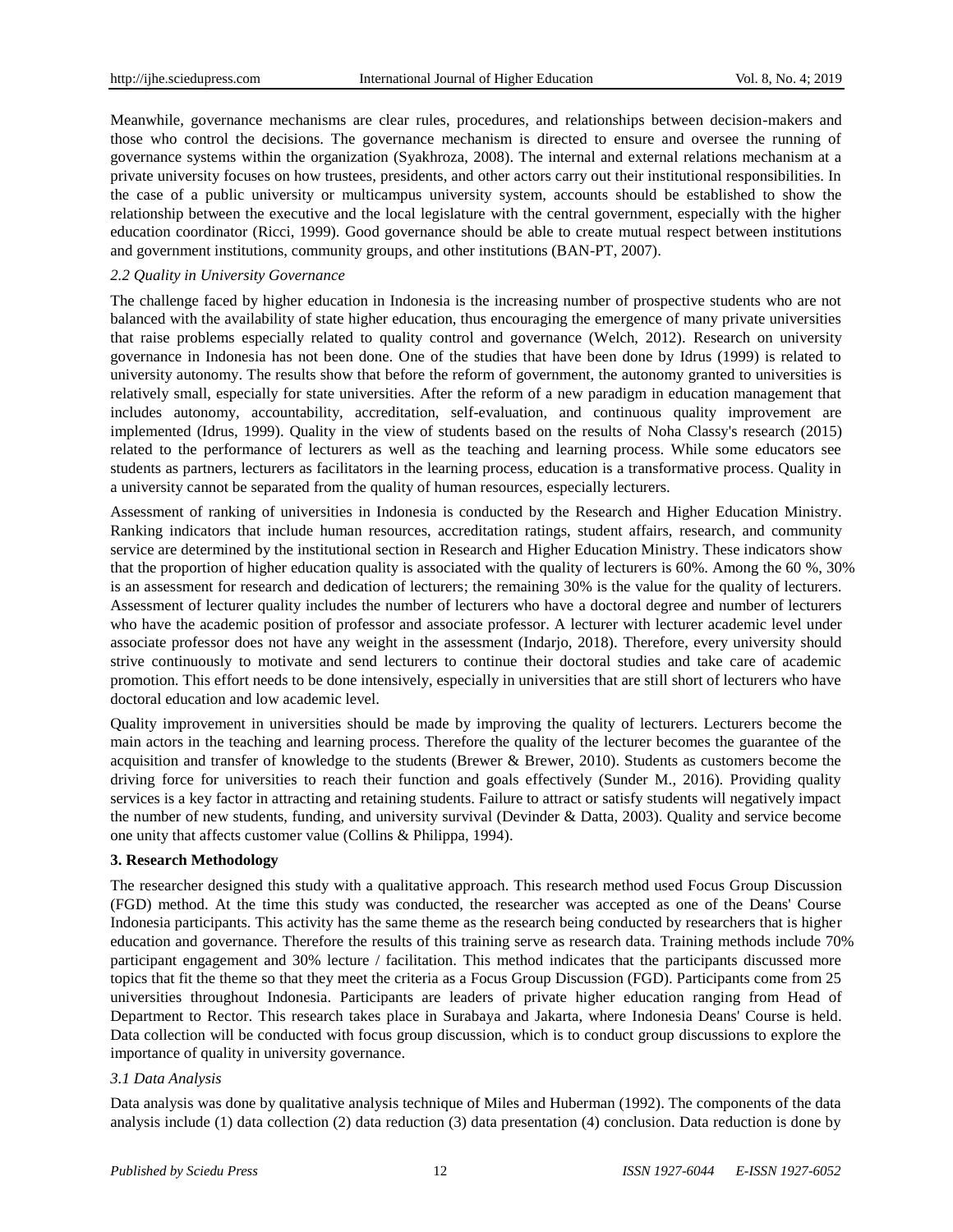Meanwhile, governance mechanisms are clear rules, procedures, and relationships between decision-makers and those who control the decisions. The governance mechanism is directed to ensure and oversee the running of governance systems within the organization (Syakhroza, 2008). The internal and external relations mechanism at a private university focuses on how trustees, presidents, and other actors carry out their institutional responsibilities. In the case of a public university or multicampus university system, accounts should be established to show the relationship between the executive and the local legislature with the central government, especially with the higher education coordinator (Ricci, 1999). Good governance should be able to create mutual respect between institutions and government institutions, community groups, and other institutions (BAN-PT, 2007).

### *2.2 Quality in University Governance*

The challenge faced by higher education in Indonesia is the increasing number of prospective students who are not balanced with the availability of state higher education, thus encouraging the emergence of many private universities that raise problems especially related to quality control and governance (Welch, 2012). Research on university governance in Indonesia has not been done. One of the studies that have been done by Idrus (1999) is related to university autonomy. The results show that before the reform of government, the autonomy granted to universities is relatively small, especially for state universities. After the reform of a new paradigm in education management that includes autonomy, accountability, accreditation, self-evaluation, and continuous quality improvement are implemented (Idrus, 1999). Quality in the view of students based on the results of Noha Classy's research (2015) related to the performance of lecturers as well as the teaching and learning process. While some educators see students as partners, lecturers as facilitators in the learning process, education is a transformative process. Quality in a university cannot be separated from the quality of human resources, especially lecturers.

Assessment of ranking of universities in Indonesia is conducted by the Research and Higher Education Ministry. Ranking indicators that include human resources, accreditation ratings, student affairs, research, and community service are determined by the institutional section in Research and Higher Education Ministry. These indicators show that the proportion of higher education quality is associated with the quality of lecturers is 60%. Among the 60 %, 30% is an assessment for research and dedication of lecturers; the remaining 30% is the value for the quality of lecturers. Assessment of lecturer quality includes the number of lecturers who have a doctoral degree and number of lecturers who have the academic position of professor and associate professor. A lecturer with lecturer academic level under associate professor does not have any weight in the assessment (Indarjo, 2018). Therefore, every university should strive continuously to motivate and send lecturers to continue their doctoral studies and take care of academic promotion. This effort needs to be done intensively, especially in universities that are still short of lecturers who have doctoral education and low academic level.

Quality improvement in universities should be made by improving the quality of lecturers. Lecturers become the main actors in the teaching and learning process. Therefore the quality of the lecturer becomes the guarantee of the acquisition and transfer of knowledge to the students (Brewer & Brewer, 2010). Students as customers become the driving force for universities to reach their function and goals effectively (Sunder M., 2016). Providing quality services is a key factor in attracting and retaining students. Failure to attract or satisfy students will negatively impact the number of new students, funding, and university survival (Devinder & Datta, 2003). Quality and service become one unity that affects customer value (Collins & Philippa, 1994).

## 3. Research Methodology

The researcher designed this study with a qualitative approach. This research method used Focus Group Discussion (FGD) method. At the time this study was conducted, the researcher was accepted as one of the Deans' Course Indonesia participants. This activity has the same theme as the research being conducted by researchers that is higher education and governance. Therefore the results of this training serve as research data. Training methods include 70% participant engagement and 30% lecture / facilitation. This method indicates that the participants discussed more topics that fit the theme so that they meet the criteria as a Focus Group Discussion (FGD). Participants come from 25 universities throughout Indonesia. Participants are leaders of private higher education ranging from Head of Department to Rector. This research takes place in Surabaya and Jakarta, where Indonesia Deans' Course is held. Data collection will be conducted with focus group discussion, which is to conduct group discussions to explore the importance of quality in university governance.

### *3.1 Data Analysis*

Data analysis was done by qualitative analysis technique of Miles and Huberman (1992). The components of the data analysis include (1) data collection (2) data reduction (3) data presentation (4) conclusion. Data reduction is done by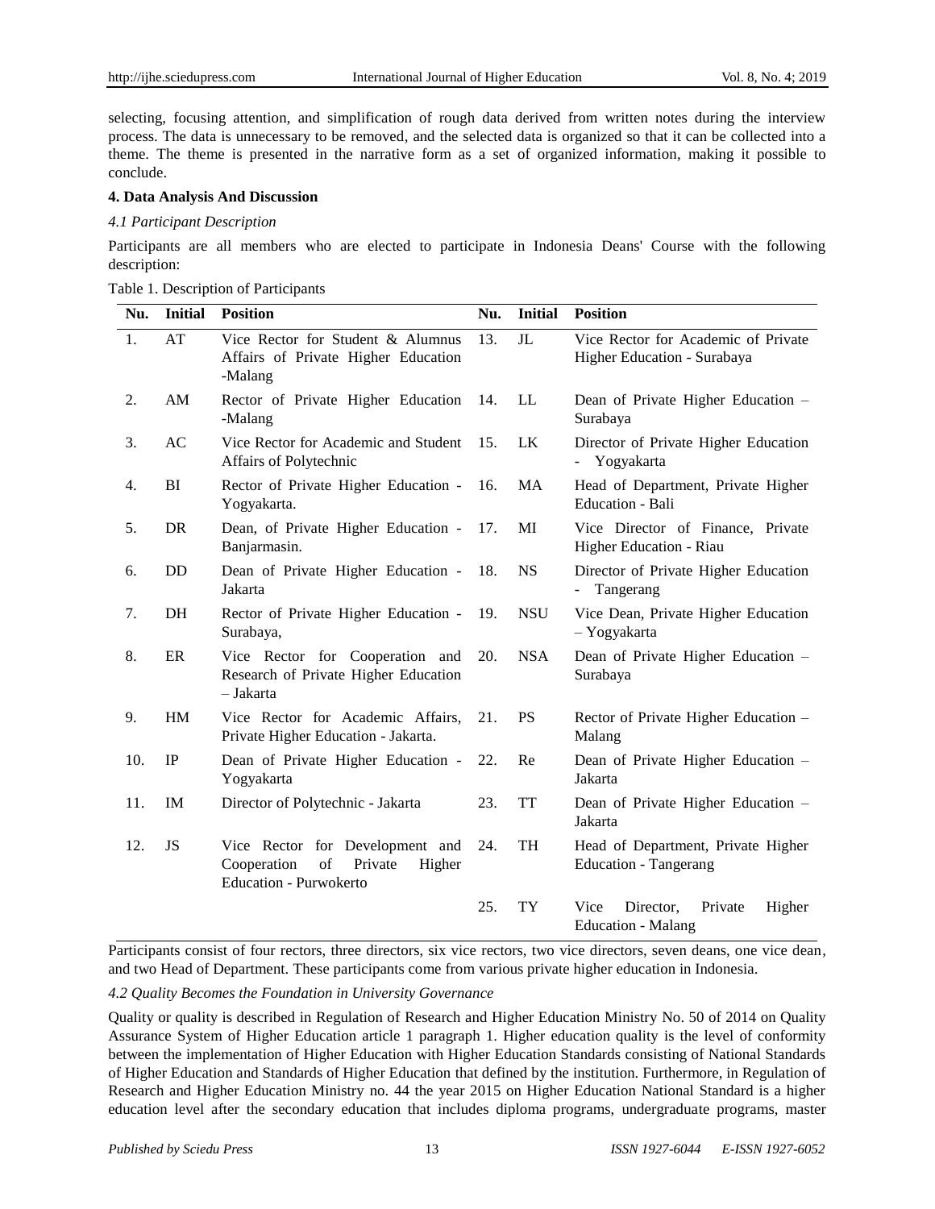selecting, focusing attention, and simplification of rough data derived from written notes during the interview process. The data is unnecessary to be removed, and the selected data is organized so that it can be collected into a theme. The theme is presented in the narrative form as a set of organized information, making it possible to conclude.

#### 4. Data Analysis And Discussion

*4.1 Participant Description*

Participants are all members who are elected to participate in Indonesia Deans' Course with the following description:

Table 1. Description of Participants

| Nu. | Initial | Position | Nu. | Initial | Position |
|---|---|---|---|---|---|
| 1. | AT | Vice Rector for Student & Alumnus Affairs of Private Higher Education -Malang | 13. | JL | Vice Rector for Academic of Private Higher Education - Surabaya |
| 2. | AM | Rector of Private Higher Education -Malang | 14. | LL | Dean of Private Higher Education – Surabaya |
| 3. | AC | Vice Rector for Academic and Student Affairs of Polytechnic | 15. | LK | Director of Private Higher Education - Yogyakarta |
| 4. | BI | Rector of Private Higher Education - Yogyakarta. | 16. | MA | Head of Department, Private Higher Education - Bali |
| 5. | DR | Dean, of Private Higher Education - Banjarmasin. | 17. | MI | Vice Director of Finance, Private Higher Education - Riau |
| 6. | DD | Dean of Private Higher Education - Jakarta | 18. | NS | Director of Private Higher Education - Tangerang |
| 7. | DH | Rector of Private Higher Education - Surabaya, | 19. | NSU | Vice Dean, Private Higher Education – Yogyakarta |
| 8. | ER | Vice Rector for Cooperation and Research of Private Higher Education – Jakarta | 20. | NSA | Dean of Private Higher Education – Surabaya |
| 9. | HM | Vice Rector for Academic Affairs, Private Higher Education - Jakarta. | 21. | PS | Rector of Private Higher Education – Malang |
| 10. | IP | Dean of Private Higher Education - Yogyakarta | 22. | Re | Dean of Private Higher Education – Jakarta |
| 11. | IM | Director of Polytechnic - Jakarta | 23. | TT | Dean of Private Higher Education – Jakarta |
| 12. | JS | Vice Rector for Development and Cooperation of Private Higher Education - Purwokerto | 24. | TH | Head of Department, Private Higher Education - Tangerang |
| | | | 25. | TY | Vice Director, Private Higher Education - Malang |

Participants consist of four rectors, three directors, six vice rectors, two vice directors, seven deans, one vice dean, and two Head of Department. These participants come from various private higher education in Indonesia.

*4.2 Quality Becomes the Foundation in University Governance*

Quality or quality is described in Regulation of Research and Higher Education Ministry No. 50 of 2014 on Quality Assurance System of Higher Education article 1 paragraph 1. Higher education quality is the level of conformity between the implementation of Higher Education with Higher Education Standards consisting of National Standards of Higher Education and Standards of Higher Education that defined by the institution. Furthermore, in Regulation of Research and Higher Education Ministry no. 44 the year 2015 on Higher Education National Standard is a higher education level after the secondary education that includes diploma programs, undergraduate programs, master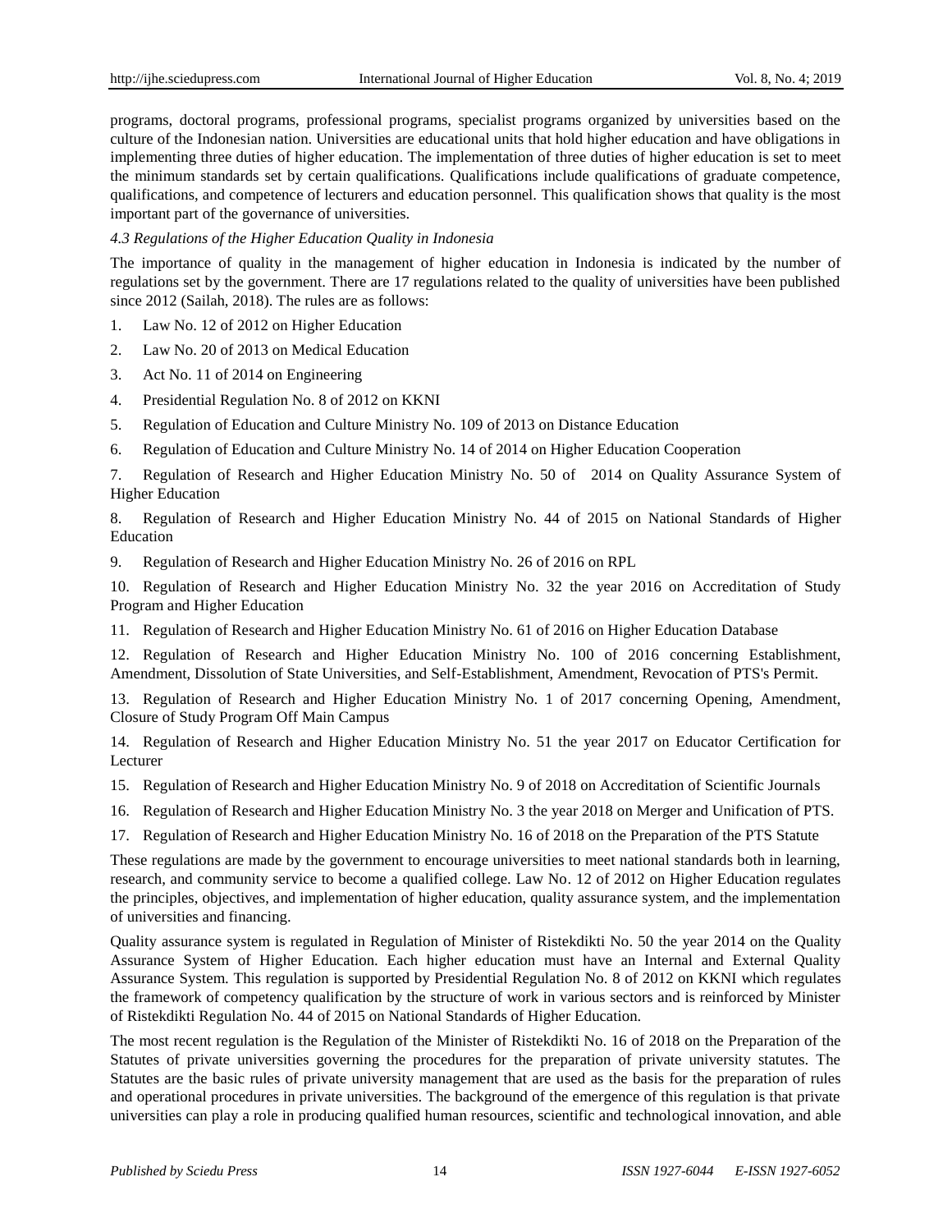programs, doctoral programs, professional programs, specialist programs organized by universities based on the culture of the Indonesian nation. Universities are educational units that hold higher education and have obligations in implementing three duties of higher education. The implementation of three duties of higher education is set to meet the minimum standards set by certain qualifications. Qualifications include qualifications of graduate competence, qualifications, and competence of lecturers and education personnel. This qualification shows that quality is the most important part of the governance of universities.

### *4.3 Regulations of the Higher Education Quality in Indonesia*

The importance of quality in the management of higher education in Indonesia is indicated by the number of regulations set by the government. There are 17 regulations related to the quality of universities have been published since 2012 (Sailah, 2018). The rules are as follows:

1. Law No. 12 of 2012 on Higher Education
2. Law No. 20 of 2013 on Medical Education
3. Act No. 11 of 2014 on Engineering
4. Presidential Regulation No. 8 of 2012 on KKNI
5. Regulation of Education and Culture Ministry No. 109 of 2013 on Distance Education
6. Regulation of Education and Culture Ministry No. 14 of 2014 on Higher Education Cooperation
7. Regulation of Research and Higher Education Ministry No. 50 of 2014 on Quality Assurance System of Higher Education
8. Regulation of Research and Higher Education Ministry No. 44 of 2015 on National Standards of Higher Education
9. Regulation of Research and Higher Education Ministry No. 26 of 2016 on RPL
10. Regulation of Research and Higher Education Ministry No. 32 the year 2016 on Accreditation of Study Program and Higher Education
11. Regulation of Research and Higher Education Ministry No. 61 of 2016 on Higher Education Database
12. Regulation of Research and Higher Education Ministry No. 100 of 2016 concerning Establishment, Amendment, Dissolution of State Universities, and Self-Establishment, Amendment, Revocation of PTS's Permit.
13. Regulation of Research and Higher Education Ministry No. 1 of 2017 concerning Opening, Amendment, Closure of Study Program Off Main Campus
14. Regulation of Research and Higher Education Ministry No. 51 the year 2017 on Educator Certification for Lecturer
15. Regulation of Research and Higher Education Ministry No. 9 of 2018 on Accreditation of Scientific Journals
16. Regulation of Research and Higher Education Ministry No. 3 the year 2018 on Merger and Unification of PTS.
17. Regulation of Research and Higher Education Ministry No. 16 of 2018 on the Preparation of the PTS Statute

These regulations are made by the government to encourage universities to meet national standards both in learning, research, and community service to become a qualified college. Law No. 12 of 2012 on Higher Education regulates the principles, objectives, and implementation of higher education, quality assurance system, and the implementation of universities and financing.

Quality assurance system is regulated in Regulation of Minister of Ristekdikti No. 50 the year 2014 on the Quality Assurance System of Higher Education. Each higher education must have an Internal and External Quality Assurance System. This regulation is supported by Presidential Regulation No. 8 of 2012 on KKNI which regulates the framework of competency qualification by the structure of work in various sectors and is reinforced by Minister of Ristekdikti Regulation No. 44 of 2015 on National Standards of Higher Education.

The most recent regulation is the Regulation of the Minister of Ristekdikti No. 16 of 2018 on the Preparation of the Statutes of private universities governing the procedures for the preparation of private university statutes. The Statutes are the basic rules of private university management that are used as the basis for the preparation of rules and operational procedures in private universities. The background of the emergence of this regulation is that private universities can play a role in producing qualified human resources, scientific and technological innovation, and able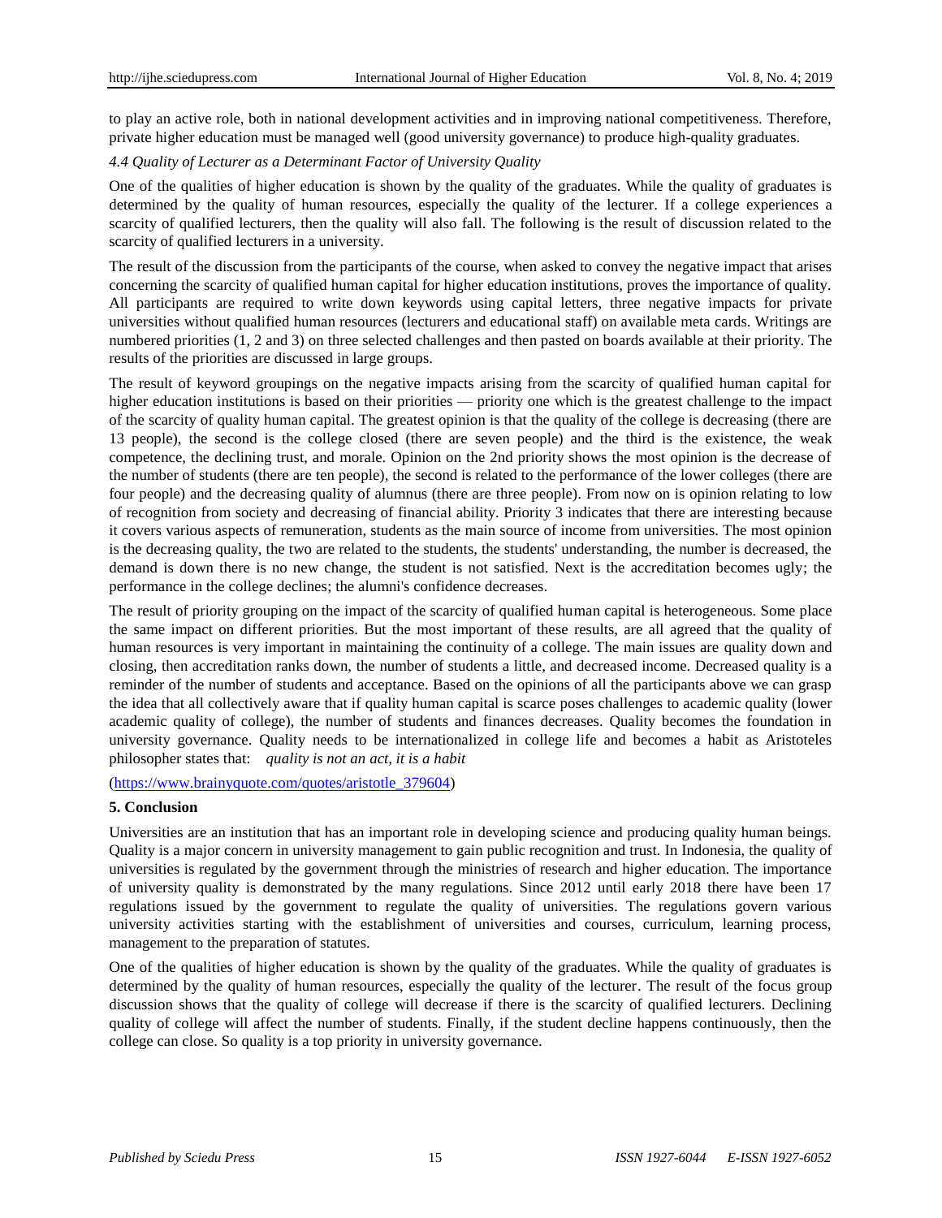to play an active role, both in national development activities and in improving national competitiveness. Therefore, private higher education must be managed well (good university governance) to produce high-quality graduates.

### *4.4 Quality of Lecturer as a Determinant Factor of University Quality*

One of the qualities of higher education is shown by the quality of the graduates. While the quality of graduates is determined by the quality of human resources, especially the quality of the lecturer. If a college experiences a scarcity of qualified lecturers, then the quality will also fall. The following is the result of discussion related to the scarcity of qualified lecturers in a university.

The result of the discussion from the participants of the course, when asked to convey the negative impact that arises concerning the scarcity of qualified human capital for higher education institutions, proves the importance of quality. All participants are required to write down keywords using capital letters, three negative impacts for private universities without qualified human resources (lecturers and educational staff) on available meta cards. Writings are numbered priorities (1, 2 and 3) on three selected challenges and then pasted on boards available at their priority. The results of the priorities are discussed in large groups.

The result of keyword groupings on the negative impacts arising from the scarcity of qualified human capital for higher education institutions is based on their priorities — priority one which is the greatest challenge to the impact of the scarcity of quality human capital. The greatest opinion is that the quality of the college is decreasing (there are 13 people), the second is the college closed (there are seven people) and the third is the existence, the weak competence, the declining trust, and morale. Opinion on the 2nd priority shows the most opinion is the decrease of the number of students (there are ten people), the second is related to the performance of the lower colleges (there are four people) and the decreasing quality of alumnus (there are three people). From now on is opinion relating to low of recognition from society and decreasing of financial ability. Priority 3 indicates that there are interesting because it covers various aspects of remuneration, students as the main source of income from universities. The most opinion is the decreasing quality, the two are related to the students, the students' understanding, the number is decreased, the demand is down there is no new change, the student is not satisfied. Next is the accreditation becomes ugly; the performance in the college declines; the alumni's confidence decreases.

The result of priority grouping on the impact of the scarcity of qualified human capital is heterogeneous. Some place the same impact on different priorities. But the most important of these results, are all agreed that the quality of human resources is very important in maintaining the continuity of a college. The main issues are quality down and closing, then accreditation ranks down, the number of students a little, and decreased income. Decreased quality is a reminder of the number of students and acceptance. Based on the opinions of all the participants above we can grasp the idea that all collectively aware that if quality human capital is scarce poses challenges to academic quality (lower academic quality of college), the number of students and finances decreases. Quality becomes the foundation in university governance. Quality needs to be internationalized in college life and becomes a habit as Aristoteles philosopher states that: *quality is not an act, it is a habit*

(https://www.brainyquote.com/quotes/aristotle_379604)

## 5. Conclusion

Universities are an institution that has an important role in developing science and producing quality human beings. Quality is a major concern in university management to gain public recognition and trust. In Indonesia, the quality of universities is regulated by the government through the ministries of research and higher education. The importance of university quality is demonstrated by the many regulations. Since 2012 until early 2018 there have been 17 regulations issued by the government to regulate the quality of universities. The regulations govern various university activities starting with the establishment of universities and courses, curriculum, learning process, management to the preparation of statutes.

One of the qualities of higher education is shown by the quality of the graduates. While the quality of graduates is determined by the quality of human resources, especially the quality of the lecturer. The result of the focus group discussion shows that the quality of college will decrease if there is the scarcity of qualified lecturers. Declining quality of college will affect the number of students. Finally, if the student decline happens continuously, then the college can close. So quality is a top priority in university governance.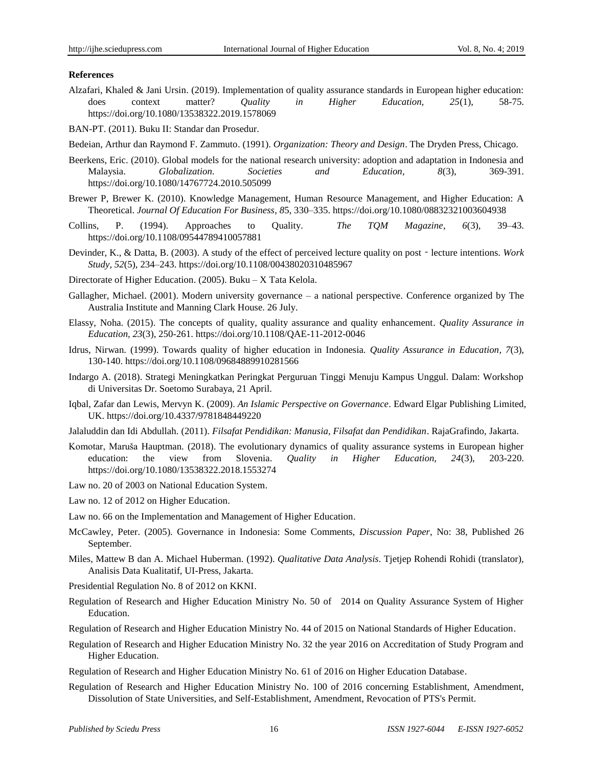**References**

Alzafari, Khaled & Jani Ursin. (2019). Implementation of quality assurance standards in European higher education: does context matter? *Quality in Higher Education, 25*(1), 58-75. https://doi.org/10.1080/13538322.2019.1578069

BAN-PT. (2011). Buku II: Standar dan Prosedur.

Bedeian, Arthur dan Raymond F. Zammuto. (1991). *Organization: Theory and Design*. The Dryden Press, Chicago.

Beerkens, Eric. (2010). Global models for the national research university: adoption and adaptation in Indonesia and Malaysia. *Globalization. Societies and Education*, *8*(3), 369-391. https://doi.org/10.1080/14767724.2010.505099

Brewer P, Brewer K. (2010). Knowledge Management, Human Resource Management, and Higher Education: A Theoretical. *Journal Of Education For Business, 8*5, 330–335. https://doi.org/10.1080/08832321003604938

Collins, P. (1994). Approaches to Quality. *The TQM Magazine*, *6*(3), 39–43. https://doi.org/10.1108/09544789410057881

Devinder, K., & Datta, B. (2003). A study of the effect of perceived lecture quality on post - lecture intentions. *Work Study, 52*(5), 234–243. https://doi.org/10.1108/00438020310485967

Directorate of Higher Education. (2005). Buku – X Tata Kelola.

Gallagher, Michael. (2001). Modern university governance – a national perspective. Conference organized by The Australia Institute and Manning Clark House. 26 July.

Elassy, Noha. (2015). The concepts of quality, quality assurance and quality enhancement. *Quality Assurance in Education, 23*(3), 250-261. https://doi.org/10.1108/QAE-11-2012-0046

Idrus, Nirwan. (1999). Towards quality of higher education in Indonesia. *Quality Assurance in Education, 7*(3), 130-140. https://doi.org/10.1108/09684889910281566

Indargo A. (2018). Strategi Meningkatkan Peringkat Perguruan Tinggi Menuju Kampus Unggul. Dalam: Workshop di Universitas Dr. Soetomo Surabaya, 21 April.

Iqbal, Zafar dan Lewis, Mervyn K. (2009). *An Islamic Perspective on Governance*. Edward Elgar Publishing Limited, UK. https://doi.org/10.4337/9781848449220

Jalaluddin dan Idi Abdullah. (2011). *Filsafat Pendidikan: Manusia, Filsafat dan Pendidikan*. RajaGrafindo, Jakarta.

Komotar, Maruša Hauptman. (2018). The evolutionary dynamics of quality assurance systems in European higher education: the view from Slovenia. *Quality in Higher Education, 24*(3), 203-220. https://doi.org/10.1080/13538322.2018.1553274

Law no. 20 of 2003 on National Education System.

Law no. 12 of 2012 on Higher Education.

Law no. 66 on the Implementation and Management of Higher Education.

McCawley, Peter. (2005). Governance in Indonesia: Some Comments, *Discussion Paper*, No: 38, Published 26 September.

Miles, Mattew B dan A. Michael Huberman. (1992). *Qualitative Data Analysis*. Tjetjep Rohendi Rohidi (translator), Analisis Data Kualitatif, UI-Press, Jakarta.

Presidential Regulation No. 8 of 2012 on KKNI.

Regulation of Research and Higher Education Ministry No. 50 of 2014 on Quality Assurance System of Higher Education.

Regulation of Research and Higher Education Ministry No. 44 of 2015 on National Standards of Higher Education.

Regulation of Research and Higher Education Ministry No. 32 the year 2016 on Accreditation of Study Program and Higher Education.

Regulation of Research and Higher Education Ministry No. 61 of 2016 on Higher Education Database.

Regulation of Research and Higher Education Ministry No. 100 of 2016 concerning Establishment, Amendment, Dissolution of State Universities, and Self-Establishment, Amendment, Revocation of PTS's Permit.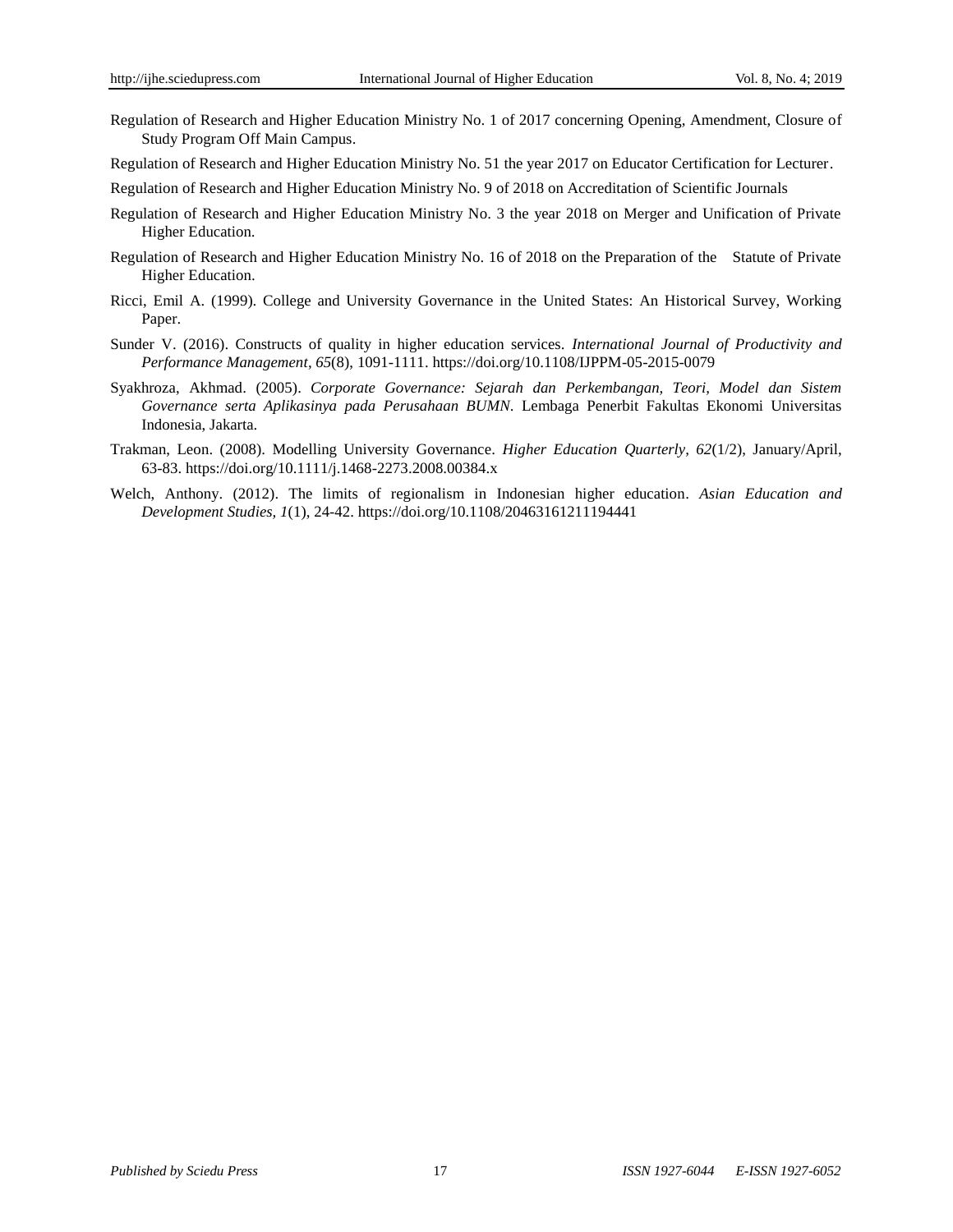Regulation of Research and Higher Education Ministry No. 1 of 2017 concerning Opening, Amendment, Closure of Study Program Off Main Campus.

Regulation of Research and Higher Education Ministry No. 51 the year 2017 on Educator Certification for Lecturer.

Regulation of Research and Higher Education Ministry No. 9 of 2018 on Accreditation of Scientific Journals

Regulation of Research and Higher Education Ministry No. 3 the year 2018 on Merger and Unification of Private Higher Education.

Regulation of Research and Higher Education Ministry No. 16 of 2018 on the Preparation of the Statute of Private Higher Education.

Ricci, Emil A. (1999). College and University Governance in the United States: An Historical Survey, Working Paper.

Sunder V. (2016). Constructs of quality in higher education services. *International Journal of Productivity and Performance Management*, *65*(8), 1091-1111. https://doi.org/10.1108/IJPPM-05-2015-0079

Syakhroza, Akhmad. (2005). *Corporate Governance: Sejarah dan Perkembangan, Teori, Model dan Sistem Governance serta Aplikasinya pada Perusahaan BUMN*. Lembaga Penerbit Fakultas Ekonomi Universitas Indonesia, Jakarta.

Trakman, Leon. (2008). Modelling University Governance. *Higher Education Quarterly*, *62*(1/2), January/April, 63-83. https://doi.org/10.1111/j.1468-2273.2008.00384.x

Welch, Anthony. (2012). The limits of regionalism in Indonesian higher education. *Asian Education and Development Studies*, *1*(1), 24-42. https://doi.org/10.1108/20463161211194441